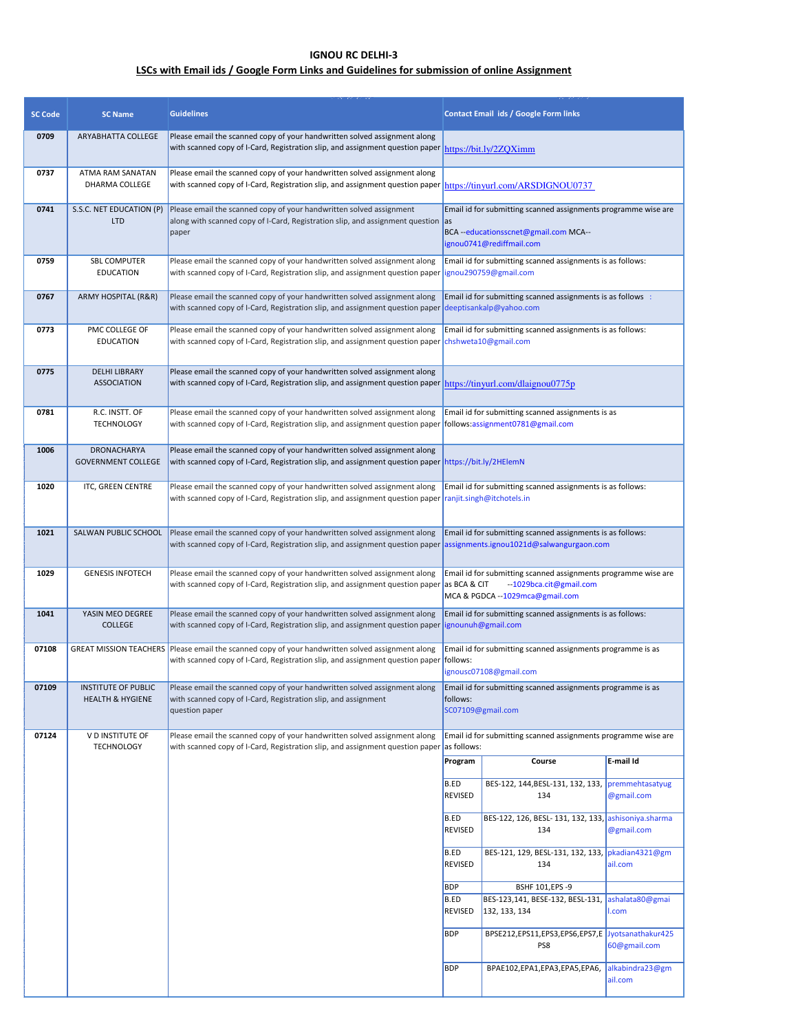**IGNOU RC DELHI-3**

**LSCs with Email ids / Google Form Links and Guidelines for submission of online Assignment**

| SC Code | SC Name | Guidelines | Contact Email ids / Google Form links |
|---|---|---|---|
| 0709 | ARYABHATTA COLLEGE | Please email the scanned copy of your handwritten solved assignment along with scanned copy of I-Card, Registration slip, and assignment question paper | https://bit.ly/2ZQXimm |
| 0737 | ATMA RAM SANATAN DHARMA COLLEGE | Please email the scanned copy of your handwritten solved assignment along with scanned copy of I-Card, Registration slip, and assignment question paper | https://tinyurl.com/ARSDIGNOU0737 |
| 0741 | S.S.C. NET EDUCATION (P) LTD | Please email the scanned copy of your handwritten solved assignment along with scanned copy of I-Card, Registration slip, and assignment question paper | Email id for submitting scanned assignments programme wise are as BCA --educationsscnet@gmail.com MCA-- ignou0741@rediffmail.com |
| 0759 | SBL COMPUTER EDUCATION | Please email the scanned copy of your handwritten solved assignment along with scanned copy of I-Card, Registration slip, and assignment question paper | Email id for submitting scanned assignments is as follows: ignou290759@gmail.com |
| 0767 | ARMY HOSPITAL (R&R) | Please email the scanned copy of your handwritten solved assignment along with scanned copy of I-Card, Registration slip, and assignment question paper | Email id for submitting scanned assignments is as follows : deeptisankalp@yahoo.com |
| 0773 | PMC COLLEGE OF EDUCATION | Please email the scanned copy of your handwritten solved assignment along with scanned copy of I-Card, Registration slip, and assignment question paper | Email id for submitting scanned assignments is as follows: chshweta10@gmail.com |
| 0775 | DELHI LIBRARY ASSOCIATION | Please email the scanned copy of your handwritten solved assignment along with scanned copy of I-Card, Registration slip, and assignment question paper | https://tinyurl.com/dlaignou0775p |
| 0781 | R.C. INSTT. OF TECHNOLOGY | Please email the scanned copy of your handwritten solved assignment along with scanned copy of I-Card, Registration slip, and assignment question paper | Email id for submitting scanned assignments is as follows:assignment0781@gmail.com |
| 1006 | DRONACHARYA GOVERNMENT COLLEGE | Please email the scanned copy of your handwritten solved assignment along with scanned copy of I-Card, Registration slip, and assignment question paper | https://bit.ly/2HElemN |
| 1020 | ITC, GREEN CENTRE | Please email the scanned copy of your handwritten solved assignment along with scanned copy of I-Card, Registration slip, and assignment question paper | Email id for submitting scanned assignments is as follows: ranjit.singh@itchotels.in |
| 1021 | SALWAN PUBLIC SCHOOL | Please email the scanned copy of your handwritten solved assignment along with scanned copy of I-Card, Registration slip, and assignment question paper | Email id for submitting scanned assignments is as follows: assignments.ignou1021d@salwangurgaon.com |
| 1029 | GENESIS INFOTECH | Please email the scanned copy of your handwritten solved assignment along with scanned copy of I-Card, Registration slip, and assignment question paper | Email id for submitting scanned assignments programme wise are as BCA & CIT --1029bca.cit@gmail.com MCA & PGDCA --1029mca@gmail.com |
| 1041 | YASIN MEO DEGREE COLLEGE | Please email the scanned copy of your handwritten solved assignment along with scanned copy of I-Card, Registration slip, and assignment question paper | Email id for submitting scanned assignments is as follows: ignounuh@gmail.com |
| 07108 | GREAT MISSION TEACHERS | Please email the scanned copy of your handwritten solved assignment along with scanned copy of I-Card, Registration slip, and assignment question paper | Email id for submitting scanned assignments programme is as follows: ignousc07108@gmail.com |
| 07109 | INSTITUTE OF PUBLIC HEALTH & HYGIENE | Please email the scanned copy of your handwritten solved assignment along with scanned copy of I-Card, Registration slip, and assignment question paper | Email id for submitting scanned assignments programme is as follows: SC07109@gmail.com |
| 07124 | V D INSTITUTE OF TECHNOLOGY | Please email the scanned copy of your handwritten solved assignment along with scanned copy of I-Card, Registration slip, and assignment question paper | Email id for submitting scanned assignments programme wise are as follows: (see table below) |

**07124 – V D INSTITUTE OF TECHNOLOGY**

| Program | Course | E-mail Id |
|---|---|---|
| B.ED REVISED | BES-122, 144,BESL-131, 132, 133, 134 | premmehtasatyug@gmail.com |
| B.ED REVISED | BES-122, 126, BESL- 131, 132, 133, 134 | ashisoniya.sharma@gmail.com |
| B.ED REVISED | BES-121, 129, BESL-131, 132, 133, 134 | pkadian4321@gmail.com |
| BDP | BSHF 101,EPS -9 | |
| B.ED REVISED | BES-123,141, BESE-132, BESL-131, 132, 133, 134 | ashalata80@gmail.com |
| BDP | BPSE212,EPS11,EPS3,EPS6,EPS7,EPS8 | Jyotsanathakur425 60@gmail.com |
| BDP | BPAE102,EPA1,EPA3,EPA5,EPA6, | alkabindra23@gmail.com |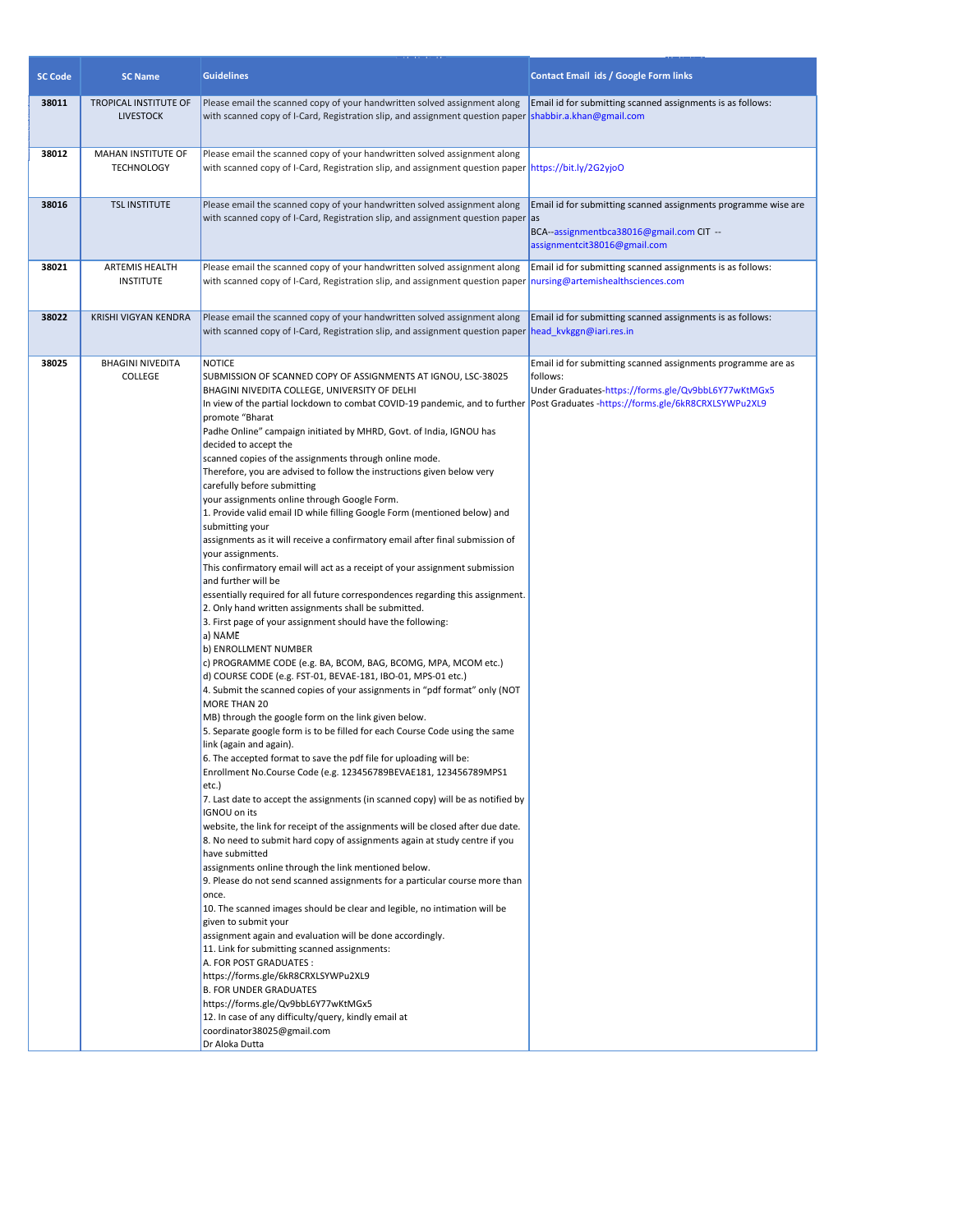| SC Code | SC Name | Guidelines | Contact Email ids / Google Form links |
|---|---|---|---|
| 38011 | TROPICAL INSTITUTE OF LIVESTOCK | Please email the scanned copy of your handwritten solved assignment along with scanned copy of I-Card, Registration slip, and assignment question paper | Email id for submitting scanned assignments is as follows: shabbir.a.khan@gmail.com |
| 38012 | MAHAN INSTITUTE OF TECHNOLOGY | Please email the scanned copy of your handwritten solved assignment along with scanned copy of I-Card, Registration slip, and assignment question paper | https://bit.ly/2G2yjoO |
| 38016 | TSL INSTITUTE | Please email the scanned copy of your handwritten solved assignment along with scanned copy of I-Card, Registration slip, and assignment question paper | Email id for submitting scanned assignments programme wise are as<br>BCA--assignmentbca38016@gmail.com CIT --assignmentcit38016@gmail.com |
| 38021 | ARTEMIS HEALTH INSTITUTE | Please email the scanned copy of your handwritten solved assignment along with scanned copy of I-Card, Registration slip, and assignment question paper | Email id for submitting scanned assignments is as follows: nursing@artemishealthsciences.com |
| 38022 | KRISHI VIGYAN KENDRA | Please email the scanned copy of your handwritten solved assignment along with scanned copy of I-Card, Registration slip, and assignment question paper | Email id for submitting scanned assignments is as follows: head_kvkggn@iari.res.in |
| 38025 | BHAGINI NIVEDITA COLLEGE | NOTICE<br>SUBMISSION OF SCANNED COPY OF ASSIGNMENTS AT IGNOU, LSC-38025<br>BHAGINI NIVEDITA COLLEGE, UNIVERSITY OF DELHI<br>In view of the partial lockdown to combat COVID-19 pandemic, and to further promote "Bharat Padhe Online" campaign initiated by MHRD, Govt. of India, IGNOU has decided to accept the scanned copies of the assignments through online mode.<br>Therefore, you are advised to follow the instructions given below very carefully before submitting your assignments online through Google Form.<br>1. Provide valid email ID while filling Google Form (mentioned below) and submitting your assignments as it will receive a confirmatory email after final submission of your assignments.<br>This confirmatory email will act as a receipt of your assignment submission and further will be essentially required for all future correspondences regarding this assignment.<br>2. Only hand written assignments shall be submitted.<br>3. First page of your assignment should have the following:<br>a) NAME<br>b) ENROLLMENT NUMBER<br>c) PROGRAMME CODE (e.g. BA, BCOM, BAG, BCOMG, MPA, MCOM etc.)<br>d) COURSE CODE (e.g. FST-01, BEVAE-181, IBO-01, MPS-01 etc.)<br>4. Submit the scanned copies of your assignments in "pdf format" only (NOT MORE THAN 20 MB) through the google form on the link given below.<br>5. Separate google form is to be filled for each Course Code using the same link (again and again).<br>6. The accepted format to save the pdf file for uploading will be:<br>Enrollment No.Course Code (e.g. 123456789BEVAE181, 123456789MPS1 etc.)<br>7. Last date to accept the assignments (in scanned copy) will be as notified by IGNOU on its website, the link for receipt of the assignments will be closed after due date.<br>8. No need to submit hard copy of assignments again at study centre if you have submitted assignments online through the link mentioned below.<br>9. Please do not send scanned assignments for a particular course more than once.<br>10. The scanned images should be clear and legible, no intimation will be given to submit your assignment again and evaluation will be done accordingly.<br>11. Link for submitting scanned assignments:<br>A. FOR POST GRADUATES :<br>https://forms.gle/6kR8CRXLSYWPu2XL9<br>B. FOR UNDER GRADUATES<br>https://forms.gle/Qv9bbL6Y77wKtMGx5<br>12. In case of any difficulty/query, kindly email at coordinator38025@gmail.com<br>Dr Aloka Dutta | Email id for submitting scanned assignments programme are as follows:<br>Under Graduates-https://forms.gle/Qv9bbL6Y77wKtMGx5<br>Post Graduates -https://forms.gle/6kR8CRXLSYWPu2XL9 |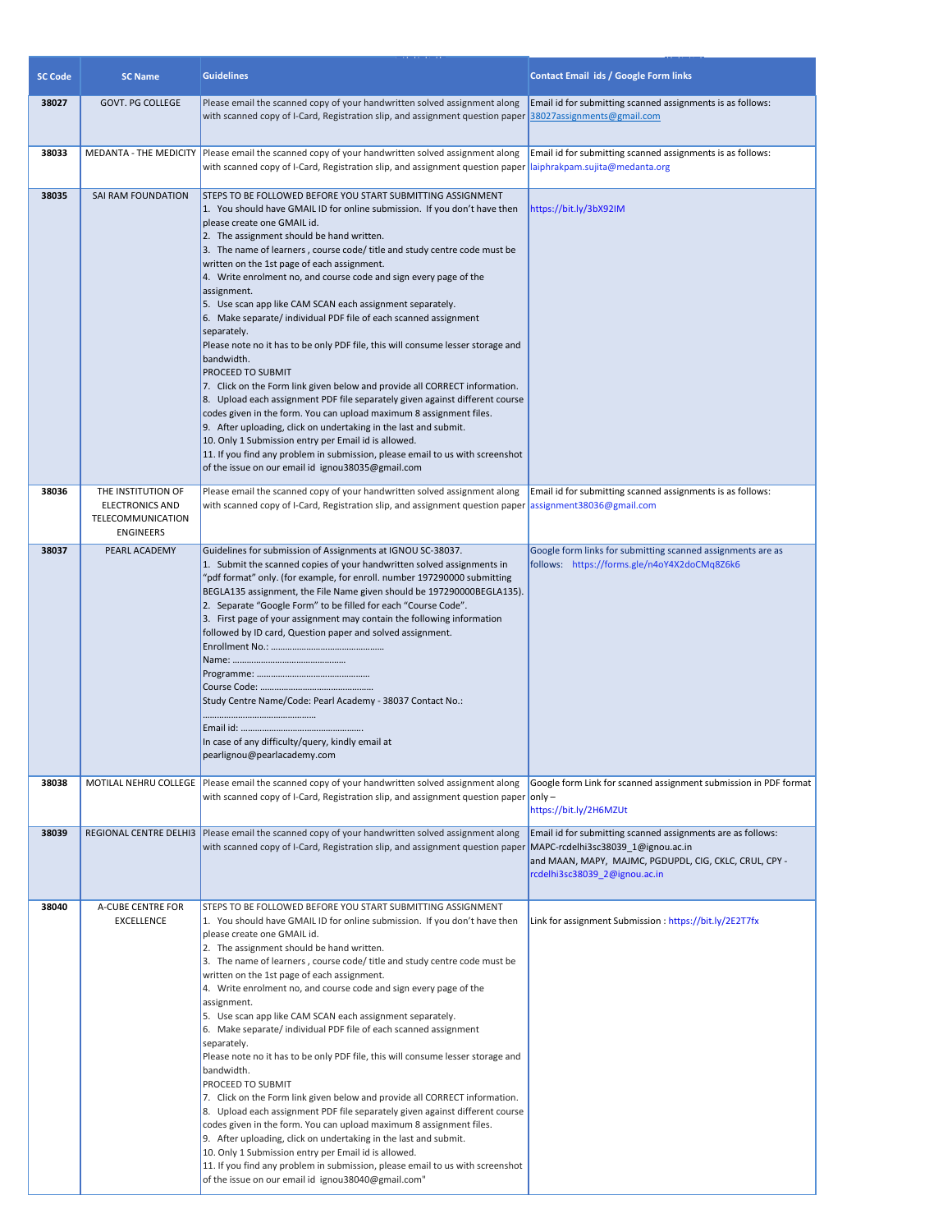| SC Code | SC Name | Guidelines | Contact Email ids / Google Form links |
| --- | --- | --- | --- |
| 38027 | GOVT. PG COLLEGE | Please email the scanned copy of your handwritten solved assignment along with scanned copy of I-Card, Registration slip, and assignment question paper | Email id for submitting scanned assignments is as follows: 38027assignments@gmail.com |
| 38033 | MEDANTA - THE MEDICITY | Please email the scanned copy of your handwritten solved assignment along with scanned copy of I-Card, Registration slip, and assignment question paper | Email id for submitting scanned assignments is as follows: laiphrakpam.sujita@medanta.org |
| 38035 | SAI RAM FOUNDATION | STEPS TO BE FOLLOWED BEFORE YOU START SUBMITTING ASSIGNMENT<br>1. You should have GMAIL ID for online submission. If you don't have then please create one GMAIL id.<br>2. The assignment should be hand written.<br>3. The name of learners , course code/ title and study centre code must be written on the 1st page of each assignment.<br>4. Write enrolment no, and course code and sign every page of the assignment.<br>5. Use scan app like CAM SCAN each assignment separately.<br>6. Make separate/ individual PDF file of each scanned assignment separately.<br>Please note no it has to be only PDF file, this will consume lesser storage and bandwidth.<br>PROCEED TO SUBMIT<br>7. Click on the Form link given below and provide all CORRECT information.<br>8. Upload each assignment PDF file separately given against different course codes given in the form. You can upload maximum 8 assignment files.<br>9. After uploading, click on undertaking in the last and submit.<br>10. Only 1 Submission entry per Email id is allowed.<br>11. If you find any problem in submission, please email to us with screenshot of the issue on our email id ignou38035@gmail.com | https://bit.ly/3bX92IM |
| 38036 | THE INSTITUTION OF ELECTRONICS AND TELECOMMUNICATION ENGINEERS | Please email the scanned copy of your handwritten solved assignment along with scanned copy of I-Card, Registration slip, and assignment question paper | Email id for submitting scanned assignments is as follows: assignment38036@gmail.com |
| 38037 | PEARL ACADEMY | Guidelines for submission of Assignments at IGNOU SC-38037.<br>1. Submit the scanned copies of your handwritten solved assignments in "pdf format" only. (for example, for enroll. number 197290000 submitting BEGLA135 assignment, the File Name given should be 197290000BEGLA135).<br>2. Separate "Google Form" to be filled for each "Course Code".<br>3. First page of your assignment may contain the following information followed by ID card, Question paper and solved assignment.<br>Enrollment No.: ...............................................<br>Name: ...............................................<br>Programme: ...............................................<br>Course Code: ...............................................<br>Study Centre Name/Code: Pearl Academy - 38037 Contact No.: ...............................................<br>Email id: ...............................................<br>In case of any difficulty/query, kindly email at pearlignou@pearlacademy.com | Google form links for submitting scanned assignments are as follows: https://forms.gle/n4oY4X2doCMq8Z6k6 |
| 38038 | MOTILAL NEHRU COLLEGE | Please email the scanned copy of your handwritten solved assignment along with scanned copy of I-Card, Registration slip, and assignment question paper | Google form Link for scanned assignment submission in PDF format only – https://bit.ly/2H6MZUt |
| 38039 | REGIONAL CENTRE DELHI3 | Please email the scanned copy of your handwritten solved assignment along with scanned copy of I-Card, Registration slip, and assignment question paper | Email id for submitting scanned assignments are as follows: MAPC-rcdelhi3sc38039_1@ignou.ac.in<br>and MAAN, MAPY, MAJMC, PGDUPDL, CIG, CKLC, CRUL, CPY - rcdelhi3sc38039_2@ignou.ac.in |
| 38040 | A-CUBE CENTRE FOR EXCELLENCE | STEPS TO BE FOLLOWED BEFORE YOU START SUBMITTING ASSIGNMENT<br>1. You should have GMAIL ID for online submission. If you don't have then please create one GMAIL id.<br>2. The assignment should be hand written.<br>3. The name of learners , course code/ title and study centre code must be written on the 1st page of each assignment.<br>4. Write enrolment no, and course code and sign every page of the assignment.<br>5. Use scan app like CAM SCAN each assignment separately.<br>6. Make separate/ individual PDF file of each scanned assignment separately.<br>Please note no it has to be only PDF file, this will consume lesser storage and bandwidth.<br>PROCEED TO SUBMIT<br>7. Click on the Form link given below and provide all CORRECT information.<br>8. Upload each assignment PDF file separately given against different course codes given in the form. You can upload maximum 8 assignment files.<br>9. After uploading, click on undertaking in the last and submit.<br>10. Only 1 Submission entry per Email id is allowed.<br>11. If you find any problem in submission, please email to us with screenshot of the issue on our email id ignou38040@gmail.com" | Link for assignment Submission : https://bit.ly/2E2T7fx |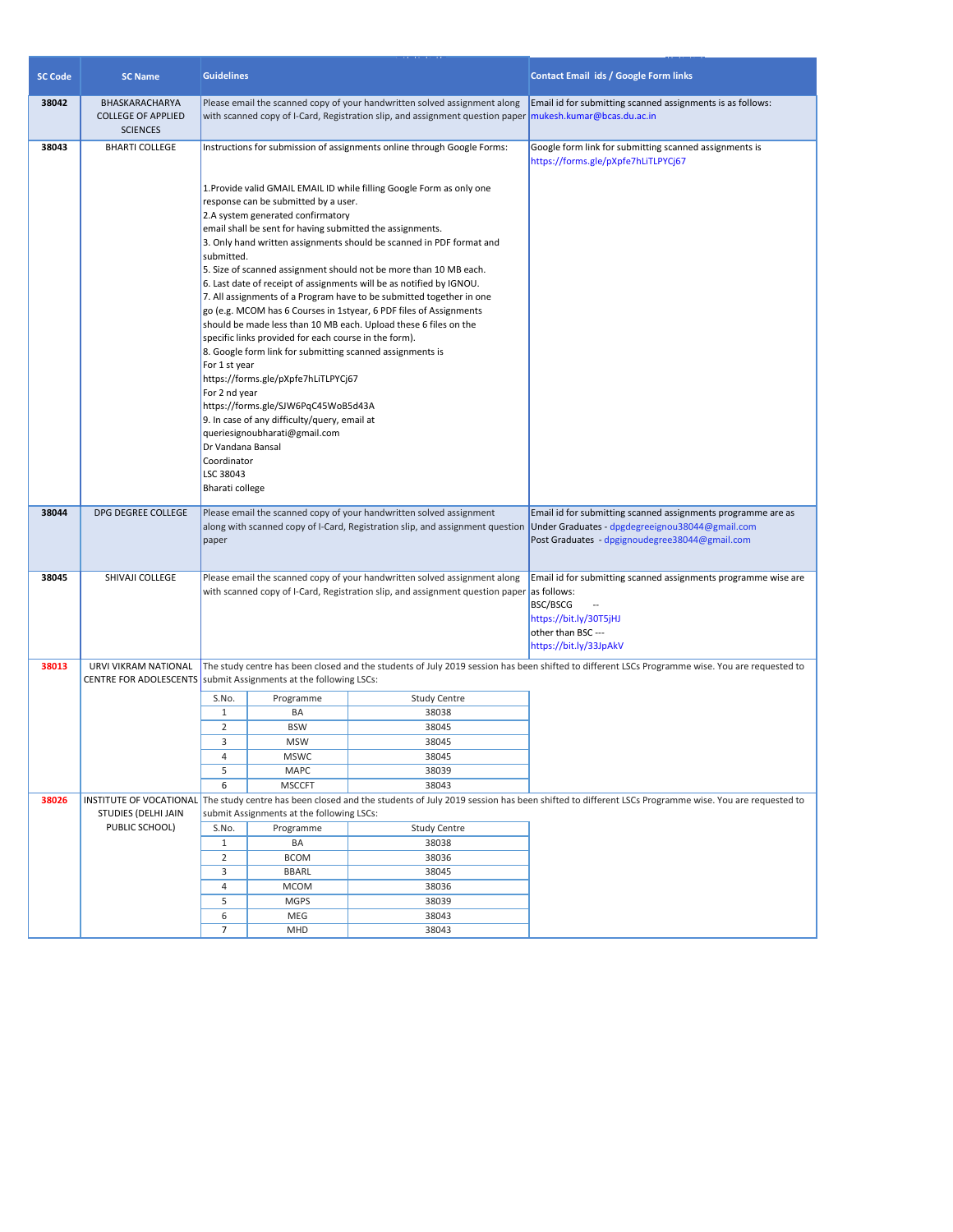| SC Code | SC Name | Guidelines | Contact Email ids / Google Form links |
| --- | --- | --- | --- |
| 38042 | BHASKARACHARYA COLLEGE OF APPLIED SCIENCES | Please email the scanned copy of your handwritten solved assignment along with scanned copy of I-Card, Registration slip, and assignment question paper | Email id for submitting scanned assignments is as follows: mukesh.kumar@bcas.du.ac.in |
| 38043 | BHARTI COLLEGE | Instructions for submission of assignments online through Google Forms:<br><br>1.Provide valid GMAIL EMAIL ID while filling Google Form as only one response can be submitted by a user.<br>2.A system generated confirmatory email shall be sent for having submitted the assignments.<br>3. Only hand written assignments should be scanned in PDF format and submitted.<br>5. Size of scanned assignment should not be more than 10 MB each.<br>6. Last date of receipt of assignments will be as notified by IGNOU.<br>7. All assignments of a Program have to be submitted together in one go (e.g. MCOM has 6 Courses in 1styear, 6 PDF files of Assignments should be made less than 10 MB each. Upload these 6 files on the specific links provided for each course in the form).<br>8. Google form link for submitting scanned assignments is<br>For 1 st year<br>https://forms.gle/pXpfe7hLiTLPYCj67<br>For 2 nd year<br>https://forms.gle/SJW6PqC45WoB5d43A<br>9. In case of any difficulty/query, email at queriesignoubharati@gmail.com<br>Dr Vandana Bansal<br>Coordinator<br>LSC 38043<br>Bharati college | Google form link for submitting scanned assignments is https://forms.gle/pXpfe7hLiTLPYCj67 |
| 38044 | DPG DEGREE COLLEGE | Please email the scanned copy of your handwritten solved assignment along with scanned copy of I-Card, Registration slip, and assignment question paper | Email id for submitting scanned assignments programme are as follows:<br>Under Graduates - dpgdegreeignou38044@gmail.com<br>Post Graduates - dpgignoudegree38044@gmail.com |
| 38045 | SHIVAJI COLLEGE | Please email the scanned copy of your handwritten solved assignment along with scanned copy of I-Card, Registration slip, and assignment question paper | Email id for submitting scanned assignments programme wise are as follows:<br>BSC/BSCG --<br>https://bit.ly/30T5jHJ<br>other than BSC ---<br>https://bit.ly/33JpAkV |
| 38013 | URVI VIKRAM NATIONAL CENTRE FOR ADOLESCENTS | The study centre has been closed and the students of July 2019 session has been shifted to different LSCs Programme wise. You are requested to submit Assignments at the following LSCs: | |
| 38026 | INSTITUTE OF VOCATIONAL STUDIES (DELHI JAIN PUBLIC SCHOOL) | The study centre has been closed and the students of July 2019 session has been shifted to different LSCs Programme wise. You are requested to submit Assignments at the following LSCs: | |

38013 – URVI VIKRAM NATIONAL CENTRE FOR ADOLESCENTS:

| S.No. | Programme | Study Centre |
| --- | --- | --- |
| 1 | BA | 38038 |
| 2 | BSW | 38045 |
| 3 | MSW | 38045 |
| 4 | MSWC | 38045 |
| 5 | MAPC | 38039 |
| 6 | MSCCFT | 38043 |

38026 – INSTITUTE OF VOCATIONAL STUDIES (DELHI JAIN PUBLIC SCHOOL):

| S.No. | Programme | Study Centre |
| --- | --- | --- |
| 1 | BA | 38038 |
| 2 | BCOM | 38036 |
| 3 | BBARL | 38045 |
| 4 | MCOM | 38036 |
| 5 | MGPS | 38039 |
| 6 | MEG | 38043 |
| 7 | MHD | 38043 |